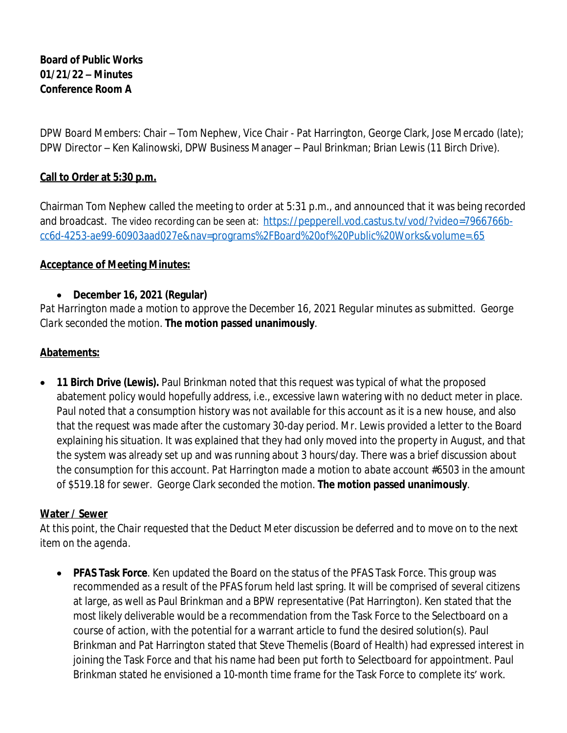**Board of Public Works**
**01/21/22 – Minutes**
**Conference Room A**

DPW Board Members: Chair – Tom Nephew, Vice Chair - Pat Harrington, George Clark, Jose Mercado (late); DPW Director – Ken Kalinowski, DPW Business Manager – Paul Brinkman; Brian Lewis (11 Birch Drive).

**Call to Order at 5:30 p.m.**

Chairman Tom Nephew called the meeting to order at 5:31 p.m., and announced that it was being recorded and broadcast. The video recording can be seen at: [https://pepperell.vod.castus.tv/vod/?video=7966766b-cc6d-4253-ae99-60903aad027e&nav=programs%2FBoard%20of%20Public%20Works&volume=.65](https://pepperell.vod.castus.tv/vod/?video=7966766b-cc6d-4253-ae99-60903aad027e&nav=programs%2FBoard%20of%20Public%20Works&volume=.65)

**Acceptance of Meeting Minutes:**

- **December 16, 2021 (Regular)**

*Pat Harrington made a motion to approve the December 16, 2021 Regular minutes as submitted. George Clark seconded the motion.* **The motion passed unanimously**.

**Abatements:**

- **11 Birch Drive (Lewis).** Paul Brinkman noted that this request was typical of what the proposed abatement policy would hopefully address, i.e., excessive lawn watering with no deduct meter in place. Paul noted that a consumption history was not available for this account as it is a new house, and also that the request was made after the customary 30-day period. Mr. Lewis provided a letter to the Board explaining his situation. It was explained that they had only moved into the property in August, and that the system was already set up and was running about 3 hours/day. There was a brief discussion about the consumption for this account. *Pat Harrington made a motion to abate account #6503 in the amount of $519.18 for sewer. George Clark seconded the motion.* **The motion passed unanimously**.

**Water / Sewer**

*At this point, the Chair requested that the Deduct Meter discussion be deferred and to move on to the next item on the agenda.*

- **PFAS Task Force**. Ken updated the Board on the status of the PFAS Task Force. This group was recommended as a result of the PFAS forum held last spring. It will be comprised of several citizens at large, as well as Paul Brinkman and a BPW representative (Pat Harrington). Ken stated that the most likely deliverable would be a recommendation from the Task Force to the Selectboard on a course of action, with the potential for a warrant article to fund the desired solution(s). Paul Brinkman and Pat Harrington stated that Steve Themelis (Board of Health) had expressed interest in joining the Task Force and that his name had been put forth to Selectboard for appointment. Paul Brinkman stated he envisioned a 10-month time frame for the Task Force to complete its' work.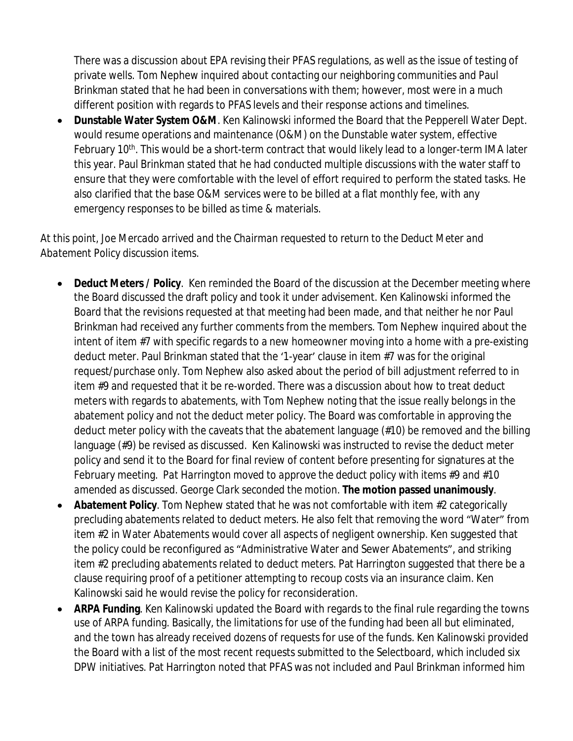There was a discussion about EPA revising their PFAS regulations, as well as the issue of testing of private wells. Tom Nephew inquired about contacting our neighboring communities and Paul Brinkman stated that he had been in conversations with them; however, most were in a much different position with regards to PFAS levels and their response actions and timelines.

- **Dunstable Water System O&M**. Ken Kalinowski informed the Board that the Pepperell Water Dept. would resume operations and maintenance (O&M) on the Dunstable water system, effective February 10th. This would be a short-term contract that would likely lead to a longer-term IMA later this year. Paul Brinkman stated that he had conducted multiple discussions with the water staff to ensure that they were comfortable with the level of effort required to perform the stated tasks. He also clarified that the base O&M services were to be billed at a flat monthly fee, with any emergency responses to be billed as time & materials.

*At this point, Joe Mercado arrived and the Chairman requested to return to the Deduct Meter and Abatement Policy discussion items.*

- **Deduct Meters / Policy**. Ken reminded the Board of the discussion at the December meeting where the Board discussed the draft policy and took it under advisement. Ken Kalinowski informed the Board that the revisions requested at that meeting had been made, and that neither he nor Paul Brinkman had received any further comments from the members. Tom Nephew inquired about the intent of item #7 with specific regards to a new homeowner moving into a home with a pre-existing deduct meter. Paul Brinkman stated that the '1-year' clause in item #7 was for the original request/purchase only. Tom Nephew also asked about the period of bill adjustment referred to in item #9 and requested that it be re-worded. There was a discussion about how to treat deduct meters with regards to abatements, with Tom Nephew noting that the issue really belongs in the abatement policy and not the deduct meter policy. The Board was comfortable in approving the deduct meter policy with the caveats that the abatement language (#10) be removed and the billing language (#9) be revised as discussed. Ken Kalinowski was instructed to revise the deduct meter policy and send it to the Board for final review of content before presenting for signatures at the February meeting. *Pat Harrington moved to approve the deduct policy with items #9 and #10 amended as discussed. George Clark seconded the motion.* **The motion passed unanimously**.
- **Abatement Policy**. Tom Nephew stated that he was not comfortable with item #2 categorically precluding abatements related to deduct meters. He also felt that removing the word "Water" from item #2 in Water Abatements would cover all aspects of negligent ownership. Ken suggested that the policy could be reconfigured as "Administrative Water and Sewer Abatements", and striking item #2 precluding abatements related to deduct meters. Pat Harrington suggested that there be a clause requiring proof of a petitioner attempting to recoup costs via an insurance claim. Ken Kalinowski said he would revise the policy for reconsideration.
- **ARPA Funding**. Ken Kalinowski updated the Board with regards to the final rule regarding the towns use of ARPA funding. Basically, the limitations for use of the funding had been all but eliminated, and the town has already received dozens of requests for use of the funds. Ken Kalinowski provided the Board with a list of the most recent requests submitted to the Selectboard, which included six DPW initiatives. Pat Harrington noted that PFAS was not included and Paul Brinkman informed him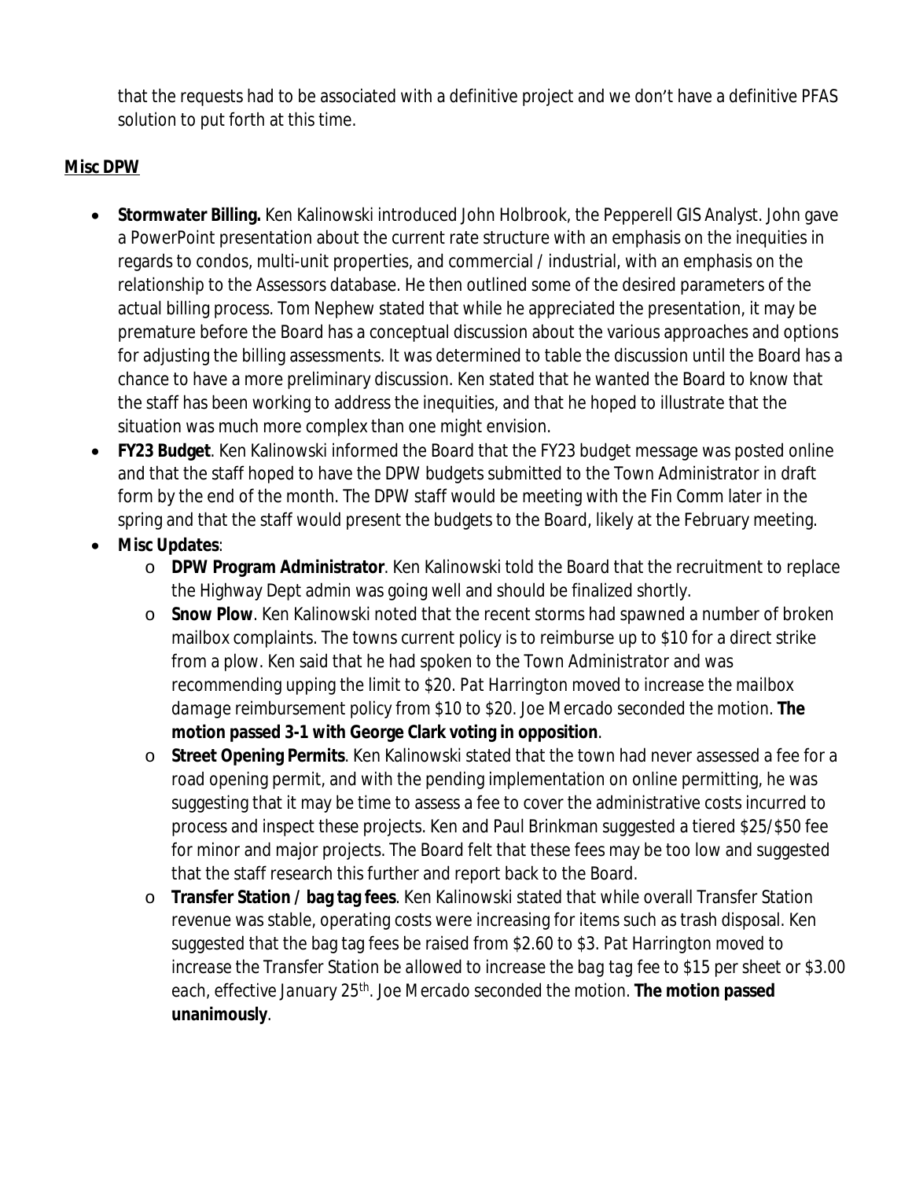that the requests had to be associated with a definitive project and we don't have a definitive PFAS solution to put forth at this time.

**Misc DPW**

- **Stormwater Billing.** Ken Kalinowski introduced John Holbrook, the Pepperell GIS Analyst. John gave a PowerPoint presentation about the current rate structure with an emphasis on the inequities in regards to condos, multi-unit properties, and commercial / industrial, with an emphasis on the relationship to the Assessors database. He then outlined some of the desired parameters of the actual billing process. Tom Nephew stated that while he appreciated the presentation, it may be premature before the Board has a conceptual discussion about the various approaches and options for adjusting the billing assessments. It was determined to table the discussion until the Board has a chance to have a more preliminary discussion. Ken stated that he wanted the Board to know that the staff has been working to address the inequities, and that he hoped to illustrate that the situation was much more complex than one might envision.
- **FY23 Budget**. Ken Kalinowski informed the Board that the FY23 budget message was posted online and that the staff hoped to have the DPW budgets submitted to the Town Administrator in draft form by the end of the month. The DPW staff would be meeting with the Fin Comm later in the spring and that the staff would present the budgets to the Board, likely at the February meeting.
- **Misc Updates**:
  - **DPW Program Administrator**. Ken Kalinowski told the Board that the recruitment to replace the Highway Dept admin was going well and should be finalized shortly.
  - **Snow Plow**. Ken Kalinowski noted that the recent storms had spawned a number of broken mailbox complaints. The towns current policy is to reimburse up to $10 for a direct strike from a plow. Ken said that he had spoken to the Town Administrator and was recommending upping the limit to $20. *Pat Harrington moved to increase the mailbox damage reimbursement policy from $10 to $20. Joe Mercado seconded the motion.* **The motion passed 3-1 with George Clark voting in opposition**.
  - **Street Opening Permits**. Ken Kalinowski stated that the town had never assessed a fee for a road opening permit, and with the pending implementation on online permitting, he was suggesting that it may be time to assess a fee to cover the administrative costs incurred to process and inspect these projects. Ken and Paul Brinkman suggested a tiered $25/$50 fee for minor and major projects. The Board felt that these fees may be too low and suggested that the staff research this further and report back to the Board.
  - **Transfer Station / bag tag fees**. Ken Kalinowski stated that while overall Transfer Station revenue was stable, operating costs were increasing for items such as trash disposal. Ken suggested that the bag tag fees be raised from $2.60 to $3. *Pat Harrington moved to increase the Transfer Station be allowed to increase the bag tag fee to $15 per sheet or $3.00 each, effective January 25th. Joe Mercado seconded the motion.* **The motion passed unanimously**.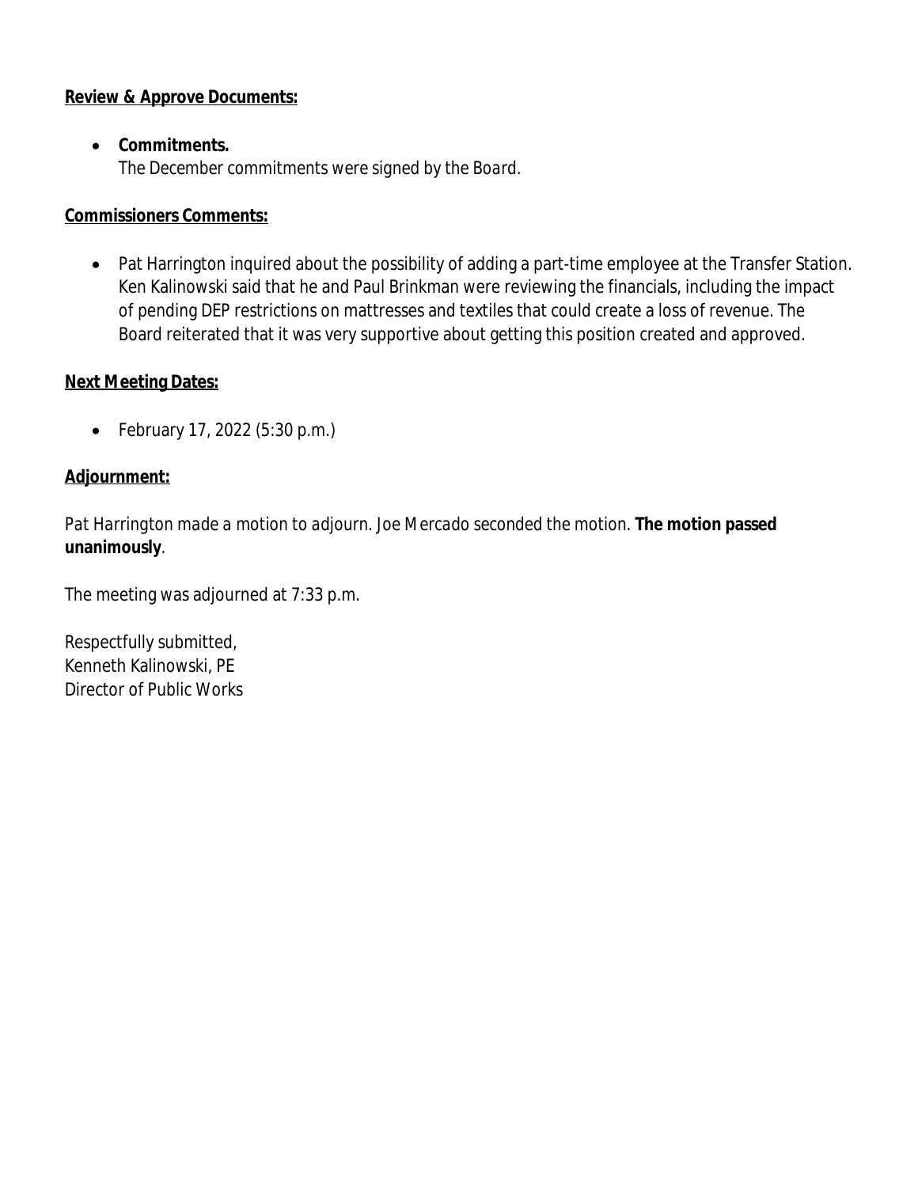**<u>Review & Approve Documents:</u>**

- **Commitments.**
  *The December commitments were signed by the Board.*

**<u>Commissioners Comments:</u>**

- Pat Harrington inquired about the possibility of adding a part-time employee at the Transfer Station. Ken Kalinowski said that he and Paul Brinkman were reviewing the financials, including the impact of pending DEP restrictions on mattresses and textiles that could create a loss of revenue. The Board reiterated that it was very supportive about getting this position created and approved.

**<u>Next Meeting Dates:</u>**

- February 17, 2022 (5:30 p.m.)

**<u>Adjournment:</u>**

*Pat Harrington made a motion to adjourn. Joe Mercado seconded the motion.* **The motion passed unanimously**.

The meeting was adjourned at 7:33 p.m.

Respectfully submitted,
Kenneth Kalinowski, PE
Director of Public Works